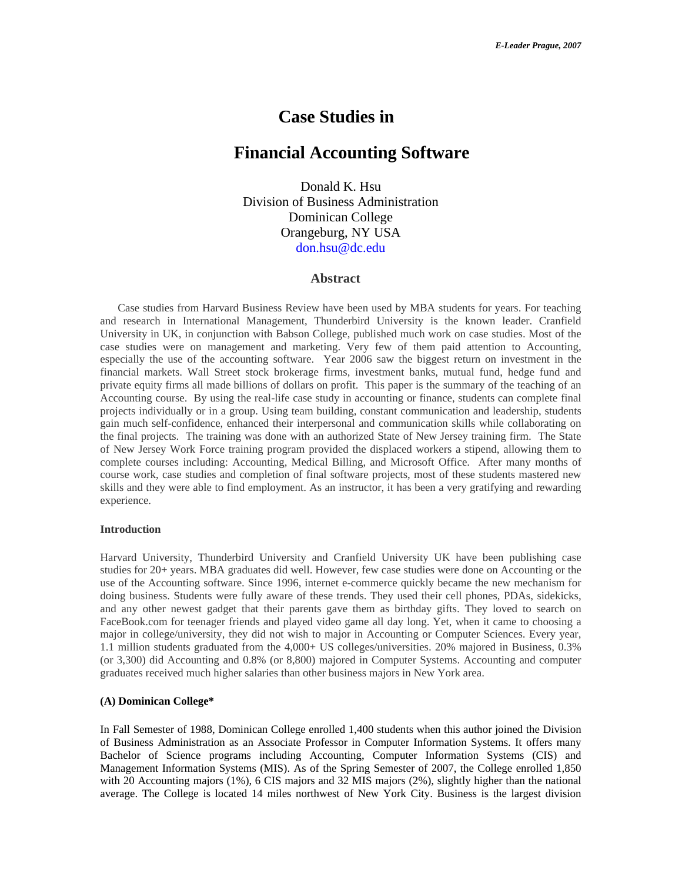# Case Studies in

# Financial Accounting Software

Donald K. Hsu
Division of Business Administration
Dominican College
Orangeburg, NY USA
don.hsu@dc.edu

## Abstract

Case studies from Harvard Business Review have been used by MBA students for years. For teaching and research in International Management, Thunderbird University is the known leader. Cranfield University in UK, in conjunction with Babson College, published much work on case studies. Most of the case studies were on management and marketing. Very few of them paid attention to Accounting, especially the use of the accounting software. Year 2006 saw the biggest return on investment in the financial markets. Wall Street stock brokerage firms, investment banks, mutual fund, hedge fund and private equity firms all made billions of dollars on profit. This paper is the summary of the teaching of an Accounting course. By using the real-life case study in accounting or finance, students can complete final projects individually or in a group. Using team building, constant communication and leadership, students gain much self-confidence, enhanced their interpersonal and communication skills while collaborating on the final projects. The training was done with an authorized State of New Jersey training firm. The State of New Jersey Work Force training program provided the displaced workers a stipend, allowing them to complete courses including: Accounting, Medical Billing, and Microsoft Office. After many months of course work, case studies and completion of final software projects, most of these students mastered new skills and they were able to find employment. As an instructor, it has been a very gratifying and rewarding experience.

### Introduction

Harvard University, Thunderbird University and Cranfield University UK have been publishing case studies for 20+ years. MBA graduates did well. However, few case studies were done on Accounting or the use of the Accounting software. Since 1996, internet e-commerce quickly became the new mechanism for doing business. Students were fully aware of these trends. They used their cell phones, PDAs, sidekicks, and any other newest gadget that their parents gave them as birthday gifts. They loved to search on FaceBook.com for teenager friends and played video game all day long. Yet, when it came to choosing a major in college/university, they did not wish to major in Accounting or Computer Sciences. Every year, 1.1 million students graduated from the 4,000+ US colleges/universities. 20% majored in Business, 0.3% (or 3,300) did Accounting and 0.8% (or 8,800) majored in Computer Systems. Accounting and computer graduates received much higher salaries than other business majors in New York area.

### (A) Dominican College*

In Fall Semester of 1988, Dominican College enrolled 1,400 students when this author joined the Division of Business Administration as an Associate Professor in Computer Information Systems. It offers many Bachelor of Science programs including Accounting, Computer Information Systems (CIS) and Management Information Systems (MIS). As of the Spring Semester of 2007, the College enrolled 1,850 with 20 Accounting majors (1%), 6 CIS majors and 32 MIS majors (2%), slightly higher than the national average. The College is located 14 miles northwest of New York City. Business is the largest division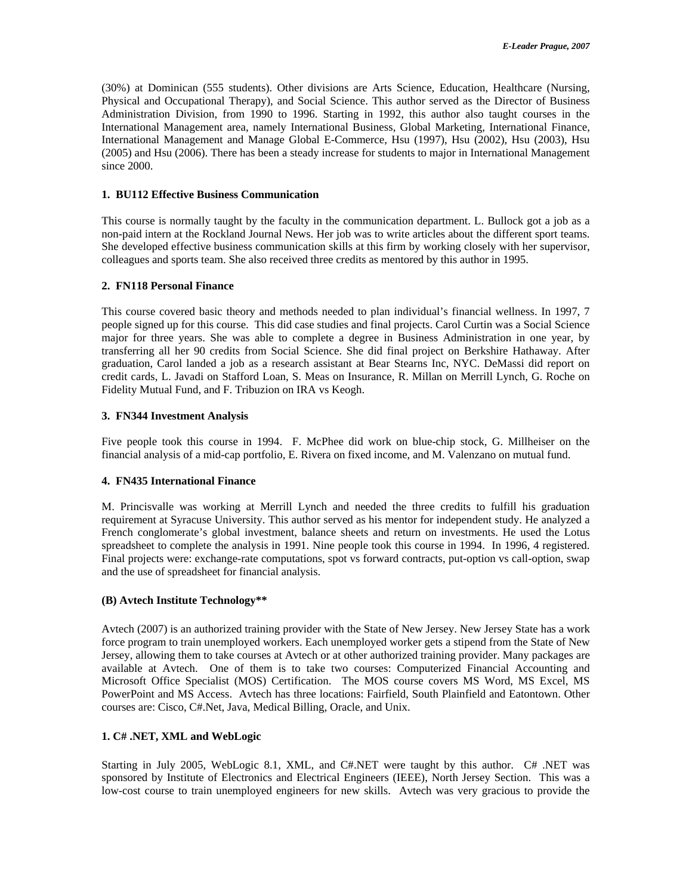(30%) at Dominican (555 students). Other divisions are Arts Science, Education, Healthcare (Nursing, Physical and Occupational Therapy), and Social Science. This author served as the Director of Business Administration Division, from 1990 to 1996. Starting in 1992, this author also taught courses in the International Management area, namely International Business, Global Marketing, International Finance, International Management and Manage Global E-Commerce, Hsu (1997), Hsu (2002), Hsu (2003), Hsu (2005) and Hsu (2006). There has been a steady increase for students to major in International Management since 2000.

**1. BU112 Effective Business Communication**

This course is normally taught by the faculty in the communication department. L. Bullock got a job as a non-paid intern at the Rockland Journal News. Her job was to write articles about the different sport teams. She developed effective business communication skills at this firm by working closely with her supervisor, colleagues and sports team. She also received three credits as mentored by this author in 1995.

**2. FN118 Personal Finance**

This course covered basic theory and methods needed to plan individual's financial wellness. In 1997, 7 people signed up for this course. This did case studies and final projects. Carol Curtin was a Social Science major for three years. She was able to complete a degree in Business Administration in one year, by transferring all her 90 credits from Social Science. She did final project on Berkshire Hathaway. After graduation, Carol landed a job as a research assistant at Bear Stearns Inc, NYC. DeMassi did report on credit cards, L. Javadi on Stafford Loan, S. Meas on Insurance, R. Millan on Merrill Lynch, G. Roche on Fidelity Mutual Fund, and F. Tribuzion on IRA vs Keogh.

**3. FN344 Investment Analysis**

Five people took this course in 1994. F. McPhee did work on blue-chip stock, G. Millheiser on the financial analysis of a mid-cap portfolio, E. Rivera on fixed income, and M. Valenzano on mutual fund.

**4. FN435 International Finance**

M. Princisvalle was working at Merrill Lynch and needed the three credits to fulfill his graduation requirement at Syracuse University. This author served as his mentor for independent study. He analyzed a French conglomerate's global investment, balance sheets and return on investments. He used the Lotus spreadsheet to complete the analysis in 1991. Nine people took this course in 1994. In 1996, 4 registered. Final projects were: exchange-rate computations, spot vs forward contracts, put-option vs call-option, swap and the use of spreadsheet for financial analysis.

**(B) Avtech Institute Technology****

Avtech (2007) is an authorized training provider with the State of New Jersey. New Jersey State has a work force program to train unemployed workers. Each unemployed worker gets a stipend from the State of New Jersey, allowing them to take courses at Avtech or at other authorized training provider. Many packages are available at Avtech. One of them is to take two courses: Computerized Financial Accounting and Microsoft Office Specialist (MOS) Certification. The MOS course covers MS Word, MS Excel, MS PowerPoint and MS Access. Avtech has three locations: Fairfield, South Plainfield and Eatontown. Other courses are: Cisco, C#.Net, Java, Medical Billing, Oracle, and Unix.

**1. C# .NET, XML and WebLogic**

Starting in July 2005, WebLogic 8.1, XML, and C#.NET were taught by this author. C# .NET was sponsored by Institute of Electronics and Electrical Engineers (IEEE), North Jersey Section. This was a low-cost course to train unemployed engineers for new skills. Avtech was very gracious to provide the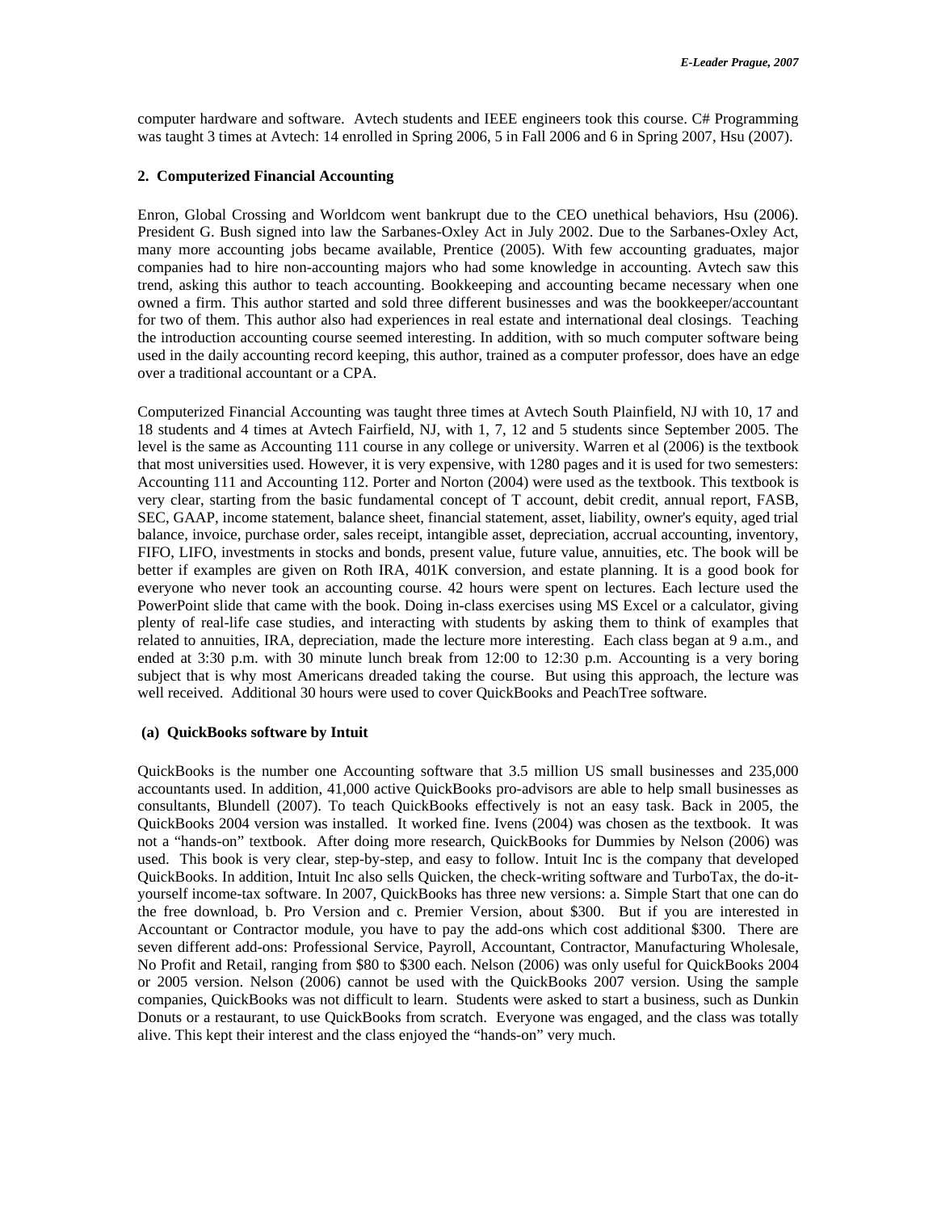computer hardware and software. Avtech students and IEEE engineers took this course. C# Programming was taught 3 times at Avtech: 14 enrolled in Spring 2006, 5 in Fall 2006 and 6 in Spring 2007, Hsu (2007).

### 2. Computerized Financial Accounting

Enron, Global Crossing and Worldcom went bankrupt due to the CEO unethical behaviors, Hsu (2006). President G. Bush signed into law the Sarbanes-Oxley Act in July 2002. Due to the Sarbanes-Oxley Act, many more accounting jobs became available, Prentice (2005). With few accounting graduates, major companies had to hire non-accounting majors who had some knowledge in accounting. Avtech saw this trend, asking this author to teach accounting. Bookkeeping and accounting became necessary when one owned a firm. This author started and sold three different businesses and was the bookkeeper/accountant for two of them. This author also had experiences in real estate and international deal closings. Teaching the introduction accounting course seemed interesting. In addition, with so much computer software being used in the daily accounting record keeping, this author, trained as a computer professor, does have an edge over a traditional accountant or a CPA.

Computerized Financial Accounting was taught three times at Avtech South Plainfield, NJ with 10, 17 and 18 students and 4 times at Avtech Fairfield, NJ, with 1, 7, 12 and 5 students since September 2005. The level is the same as Accounting 111 course in any college or university. Warren et al (2006) is the textbook that most universities used. However, it is very expensive, with 1280 pages and it is used for two semesters: Accounting 111 and Accounting 112. Porter and Norton (2004) were used as the textbook. This textbook is very clear, starting from the basic fundamental concept of T account, debit credit, annual report, FASB, SEC, GAAP, income statement, balance sheet, financial statement, asset, liability, owner's equity, aged trial balance, invoice, purchase order, sales receipt, intangible asset, depreciation, accrual accounting, inventory, FIFO, LIFO, investments in stocks and bonds, present value, future value, annuities, etc. The book will be better if examples are given on Roth IRA, 401K conversion, and estate planning. It is a good book for everyone who never took an accounting course. 42 hours were spent on lectures. Each lecture used the PowerPoint slide that came with the book. Doing in-class exercises using MS Excel or a calculator, giving plenty of real-life case studies, and interacting with students by asking them to think of examples that related to annuities, IRA, depreciation, made the lecture more interesting. Each class began at 9 a.m., and ended at 3:30 p.m. with 30 minute lunch break from 12:00 to 12:30 p.m. Accounting is a very boring subject that is why most Americans dreaded taking the course. But using this approach, the lecture was well received. Additional 30 hours were used to cover QuickBooks and PeachTree software.

#### (a) QuickBooks software by Intuit

QuickBooks is the number one Accounting software that 3.5 million US small businesses and 235,000 accountants used. In addition, 41,000 active QuickBooks pro-advisors are able to help small businesses as consultants, Blundell (2007). To teach QuickBooks effectively is not an easy task. Back in 2005, the QuickBooks 2004 version was installed. It worked fine. Ivens (2004) was chosen as the textbook. It was not a "hands-on" textbook. After doing more research, QuickBooks for Dummies by Nelson (2006) was used. This book is very clear, step-by-step, and easy to follow. Intuit Inc is the company that developed QuickBooks. In addition, Intuit Inc also sells Quicken, the check-writing software and TurboTax, the do-it-yourself income-tax software. In 2007, QuickBooks has three new versions: a. Simple Start that one can do the free download, b. Pro Version and c. Premier Version, about $300. But if you are interested in Accountant or Contractor module, you have to pay the add-ons which cost additional $300. There are seven different add-ons: Professional Service, Payroll, Accountant, Contractor, Manufacturing Wholesale, No Profit and Retail, ranging from $80 to $300 each. Nelson (2006) was only useful for QuickBooks 2004 or 2005 version. Nelson (2006) cannot be used with the QuickBooks 2007 version. Using the sample companies, QuickBooks was not difficult to learn. Students were asked to start a business, such as Dunkin Donuts or a restaurant, to use QuickBooks from scratch. Everyone was engaged, and the class was totally alive. This kept their interest and the class enjoyed the "hands-on" very much.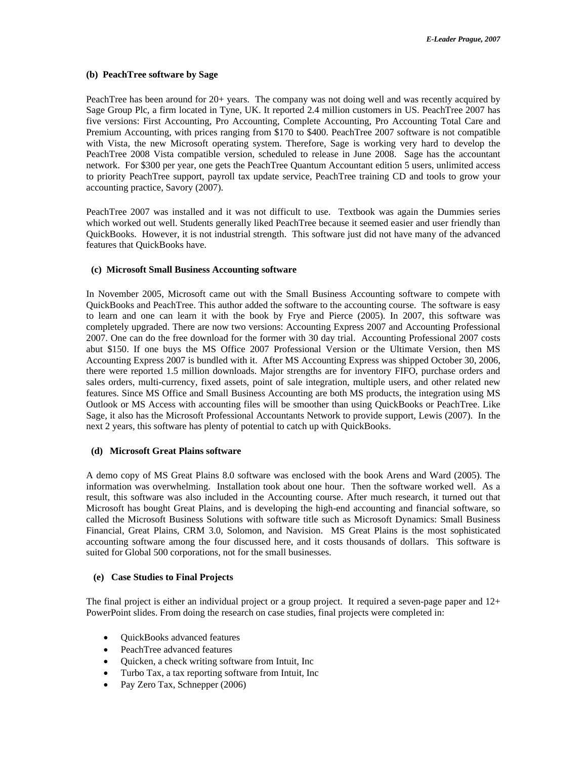### (b) PeachTree software by Sage

PeachTree has been around for 20+ years. The company was not doing well and was recently acquired by Sage Group Plc, a firm located in Tyne, UK. It reported 2.4 million customers in US. PeachTree 2007 has five versions: First Accounting, Pro Accounting, Complete Accounting, Pro Accounting Total Care and Premium Accounting, with prices ranging from $170 to $400. PeachTree 2007 software is not compatible with Vista, the new Microsoft operating system. Therefore, Sage is working very hard to develop the PeachTree 2008 Vista compatible version, scheduled to release in June 2008. Sage has the accountant network. For $300 per year, one gets the PeachTree Quantum Accountant edition 5 users, unlimited access to priority PeachTree support, payroll tax update service, PeachTree training CD and tools to grow your accounting practice, Savory (2007).

PeachTree 2007 was installed and it was not difficult to use. Textbook was again the Dummies series which worked out well. Students generally liked PeachTree because it seemed easier and user friendly than QuickBooks. However, it is not industrial strength. This software just did not have many of the advanced features that QuickBooks have.

### (c) Microsoft Small Business Accounting software

In November 2005, Microsoft came out with the Small Business Accounting software to compete with QuickBooks and PeachTree. This author added the software to the accounting course. The software is easy to learn and one can learn it with the book by Frye and Pierce (2005). In 2007, this software was completely upgraded. There are now two versions: Accounting Express 2007 and Accounting Professional 2007. One can do the free download for the former with 30 day trial. Accounting Professional 2007 costs abut $150. If one buys the MS Office 2007 Professional Version or the Ultimate Version, then MS Accounting Express 2007 is bundled with it. After MS Accounting Express was shipped October 30, 2006, there were reported 1.5 million downloads. Major strengths are for inventory FIFO, purchase orders and sales orders, multi-currency, fixed assets, point of sale integration, multiple users, and other related new features. Since MS Office and Small Business Accounting are both MS products, the integration using MS Outlook or MS Access with accounting files will be smoother than using QuickBooks or PeachTree. Like Sage, it also has the Microsoft Professional Accountants Network to provide support, Lewis (2007). In the next 2 years, this software has plenty of potential to catch up with QuickBooks.

### (d) Microsoft Great Plains software

A demo copy of MS Great Plains 8.0 software was enclosed with the book Arens and Ward (2005). The information was overwhelming. Installation took about one hour. Then the software worked well. As a result, this software was also included in the Accounting course. After much research, it turned out that Microsoft has bought Great Plains, and is developing the high-end accounting and financial software, so called the Microsoft Business Solutions with software title such as Microsoft Dynamics: Small Business Financial, Great Plains, CRM 3.0, Solomon, and Navision. MS Great Plains is the most sophisticated accounting software among the four discussed here, and it costs thousands of dollars. This software is suited for Global 500 corporations, not for the small businesses.

### (e) Case Studies to Final Projects

The final project is either an individual project or a group project. It required a seven-page paper and 12+ PowerPoint slides. From doing the research on case studies, final projects were completed in:

- QuickBooks advanced features
- PeachTree advanced features
- Quicken, a check writing software from Intuit, Inc
- Turbo Tax, a tax reporting software from Intuit, Inc
- Pay Zero Tax, Schnepper (2006)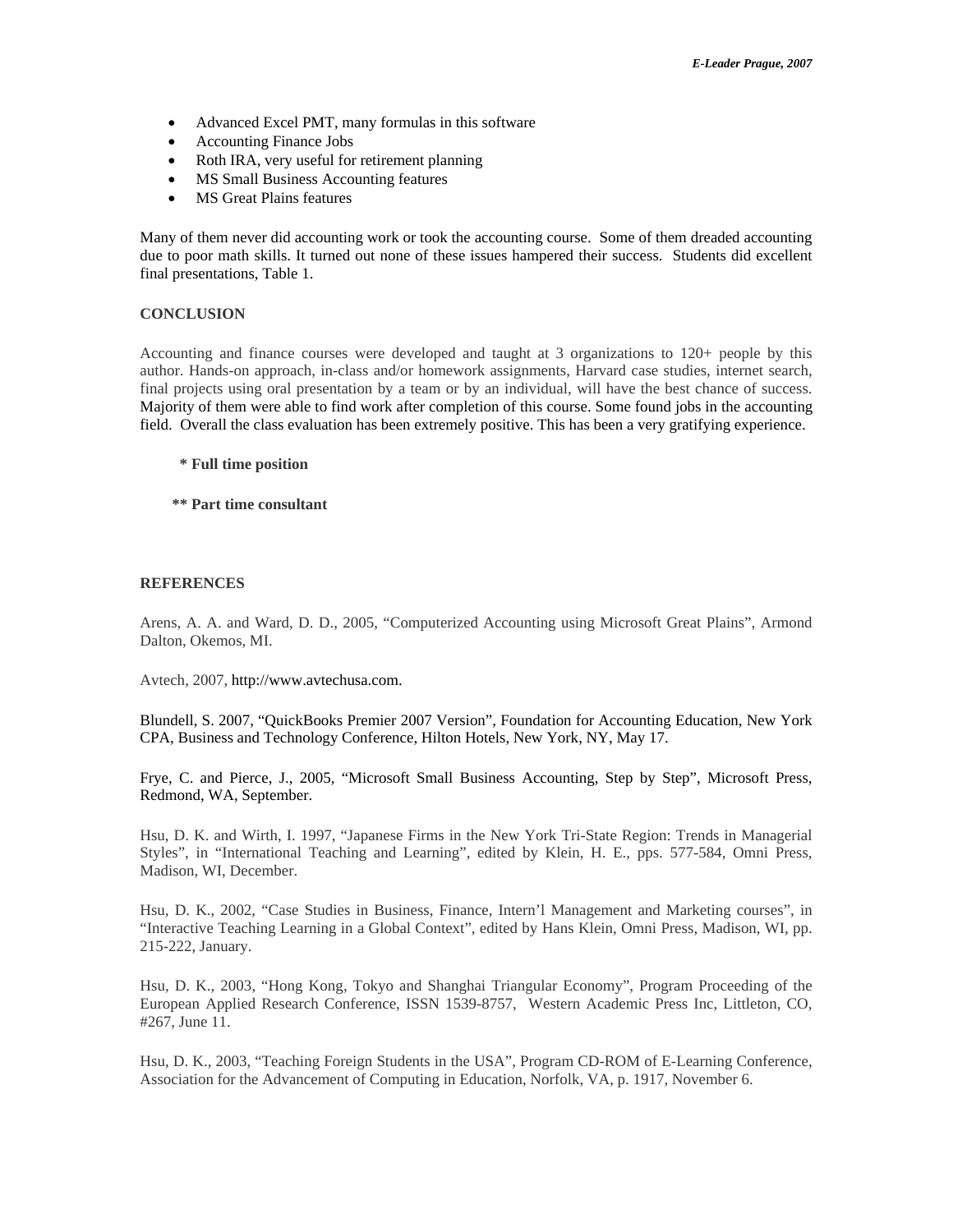- Advanced Excel PMT, many formulas in this software
- Accounting Finance Jobs
- Roth IRA, very useful for retirement planning
- MS Small Business Accounting features
- MS Great Plains features

Many of them never did accounting work or took the accounting course. Some of them dreaded accounting due to poor math skills. It turned out none of these issues hampered their success. Students did excellent final presentations, Table 1.

## CONCLUSION

Accounting and finance courses were developed and taught at 3 organizations to 120+ people by this author. Hands-on approach, in-class and/or homework assignments, Harvard case studies, internet search, final projects using oral presentation by a team or by an individual, will have the best chance of success. Majority of them were able to find work after completion of this course. Some found jobs in the accounting field. Overall the class evaluation has been extremely positive. This has been a very gratifying experience.

**\* Full time position**

**\*\* Part time consultant**

## REFERENCES

Arens, A. A. and Ward, D. D., 2005, "Computerized Accounting using Microsoft Great Plains", Armond Dalton, Okemos, MI.

Avtech, 2007, http://www.avtechusa.com.

Blundell, S. 2007, "QuickBooks Premier 2007 Version", Foundation for Accounting Education, New York CPA, Business and Technology Conference, Hilton Hotels, New York, NY, May 17.

Frye, C. and Pierce, J., 2005, "Microsoft Small Business Accounting, Step by Step", Microsoft Press, Redmond, WA, September.

Hsu, D. K. and Wirth, I. 1997, "Japanese Firms in the New York Tri-State Region: Trends in Managerial Styles", in "International Teaching and Learning", edited by Klein, H. E., pps. 577-584, Omni Press, Madison, WI, December.

Hsu, D. K., 2002, "Case Studies in Business, Finance, Intern'l Management and Marketing courses", in "Interactive Teaching Learning in a Global Context", edited by Hans Klein, Omni Press, Madison, WI, pp. 215-222, January.

Hsu, D. K., 2003, "Hong Kong, Tokyo and Shanghai Triangular Economy", Program Proceeding of the European Applied Research Conference, ISSN 1539-8757, Western Academic Press Inc, Littleton, CO, #267, June 11.

Hsu, D. K., 2003, "Teaching Foreign Students in the USA", Program CD-ROM of E-Learning Conference, Association for the Advancement of Computing in Education, Norfolk, VA, p. 1917, November 6.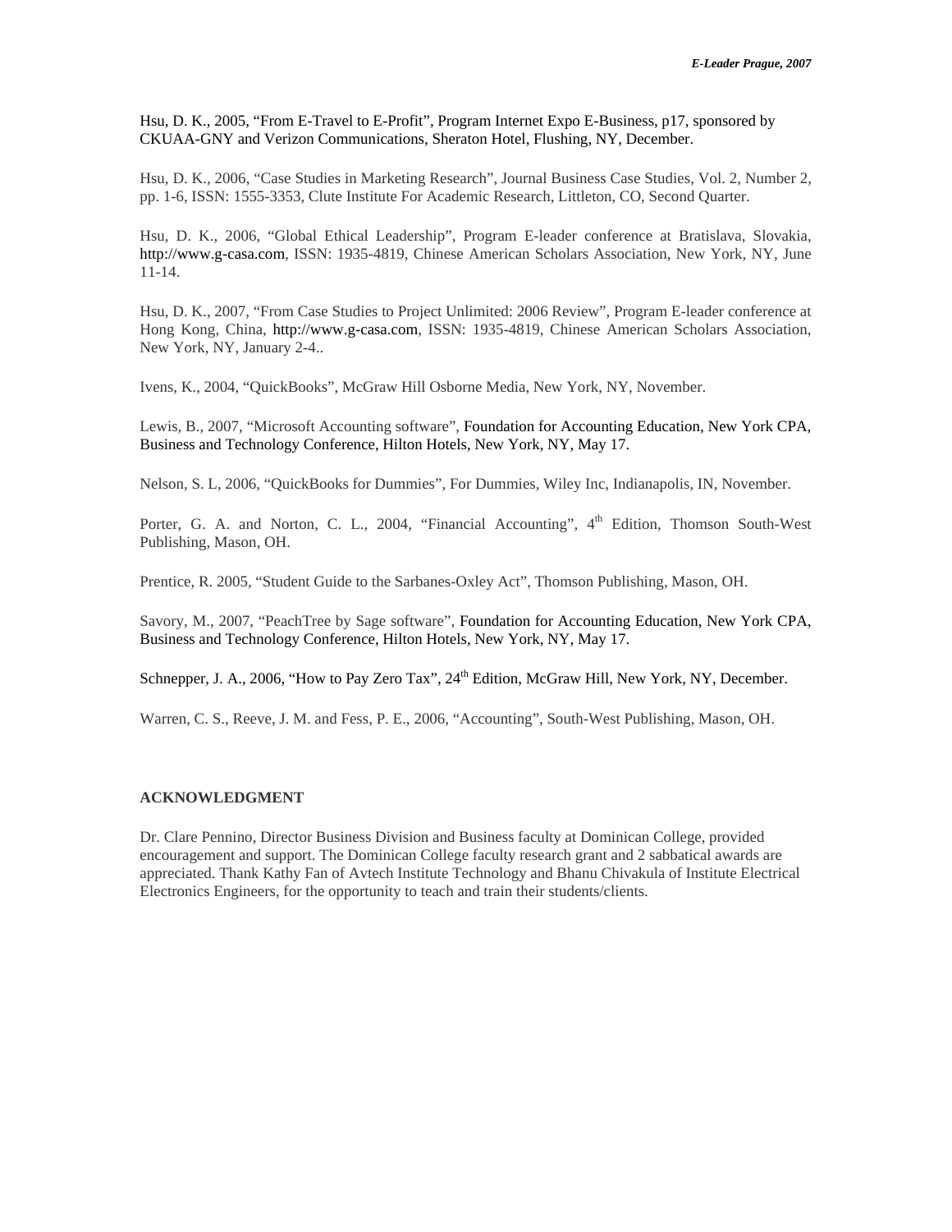Hsu, D. K., 2005, "From E-Travel to E-Profit", Program Internet Expo E-Business, p17, sponsored by CKUAA-GNY and Verizon Communications, Sheraton Hotel, Flushing, NY, December.

Hsu, D. K., 2006, "Case Studies in Marketing Research", Journal Business Case Studies, Vol. 2, Number 2, pp. 1-6, ISSN: 1555-3353, Clute Institute For Academic Research, Littleton, CO, Second Quarter.

Hsu, D. K., 2006, "Global Ethical Leadership", Program E-leader conference at Bratislava, Slovakia, http://www.g-casa.com, ISSN: 1935-4819, Chinese American Scholars Association, New York, NY, June 11-14.

Hsu, D. K., 2007, "From Case Studies to Project Unlimited: 2006 Review", Program E-leader conference at Hong Kong, China, http://www.g-casa.com, ISSN: 1935-4819, Chinese American Scholars Association, New York, NY, January 2-4..

Ivens, K., 2004, "QuickBooks", McGraw Hill Osborne Media, New York, NY, November.

Lewis, B., 2007, "Microsoft Accounting software", Foundation for Accounting Education, New York CPA, Business and Technology Conference, Hilton Hotels, New York, NY, May 17.

Nelson, S. L, 2006, "QuickBooks for Dummies", For Dummies, Wiley Inc, Indianapolis, IN, November.

Porter, G. A. and Norton, C. L., 2004, "Financial Accounting", 4th Edition, Thomson South-West Publishing, Mason, OH.

Prentice, R. 2005, "Student Guide to the Sarbanes-Oxley Act", Thomson Publishing, Mason, OH.

Savory, M., 2007, "PeachTree by Sage software", Foundation for Accounting Education, New York CPA, Business and Technology Conference, Hilton Hotels, New York, NY, May 17.

Schnepper, J. A., 2006, "How to Pay Zero Tax", 24th Edition, McGraw Hill, New York, NY, December.

Warren, C. S., Reeve, J. M. and Fess, P. E., 2006, "Accounting", South-West Publishing, Mason, OH.

## ACKNOWLEDGMENT

Dr. Clare Pennino, Director Business Division and Business faculty at Dominican College, provided encouragement and support. The Dominican College faculty research grant and 2 sabbatical awards are appreciated. Thank Kathy Fan of Avtech Institute Technology and Bhanu Chivakula of Institute Electrical Electronics Engineers, for the opportunity to teach and train their students/clients.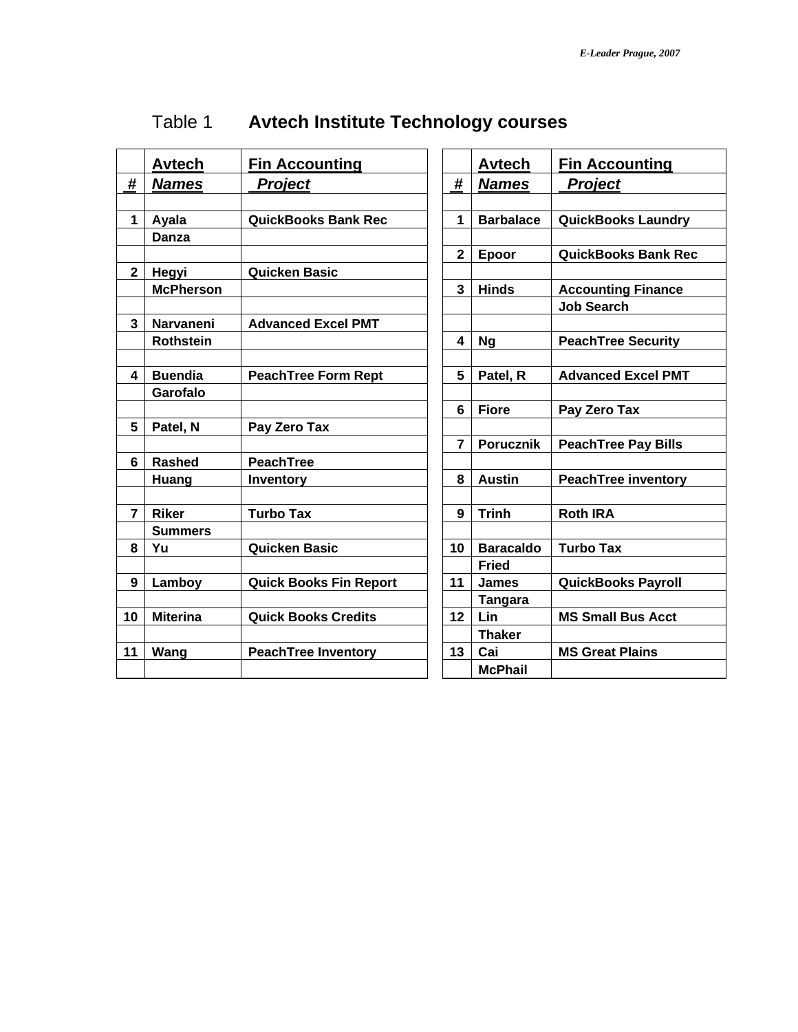Table 1 **Avtech Institute Technology courses**

| # | Avtech Names | Fin Accounting Project |
|---|---|---|
| | | |
| 1 | Ayala | QuickBooks Bank Rec |
| | Danza | |
| | | |
| 2 | Hegyi | Quicken Basic |
| | McPherson | |
| | | |
| 3 | Narvaneni | Advanced Excel PMT |
| | Rothstein | |
| | | |
| 4 | Buendia | PeachTree Form Rept |
| | Garofalo | |
| | | |
| 5 | Patel, N | Pay Zero Tax |
| | | |
| 6 | Rashed | PeachTree |
| | Huang | Inventory |
| | | |
| 7 | Riker | Turbo Tax |
| | Summers | |
| 8 | Yu | Quicken Basic |
| | | |
| 9 | Lamboy | Quick Books Fin Report |
| | | |
| 10 | Miterina | Quick Books Credits |
| | | |
| 11 | Wang | PeachTree Inventory |
| | | |

| # | Avtech Names | Fin Accounting Project |
|---|---|---|
| | | |
| 1 | Barbalace | QuickBooks Laundry |
| | | |
| 2 | Epoor | QuickBooks Bank Rec |
| | | |
| 3 | Hinds | Accounting Finance |
| | | Job Search |
| | | |
| 4 | Ng | PeachTree Security |
| | | |
| 5 | Patel, R | Advanced Excel PMT |
| | | |
| 6 | Fiore | Pay Zero Tax |
| | | |
| 7 | Porucznik | PeachTree Pay Bills |
| | | |
| 8 | Austin | PeachTree inventory |
| | | |
| 9 | Trinh | Roth IRA |
| | | |
| 10 | Baracaldo | Turbo Tax |
| | Fried | |
| 11 | James | QuickBooks Payroll |
| | Tangara | |
| 12 | Lin | MS Small Bus Acct |
| | Thaker | |
| 13 | Cai | MS Great Plains |
| | McPhail | |